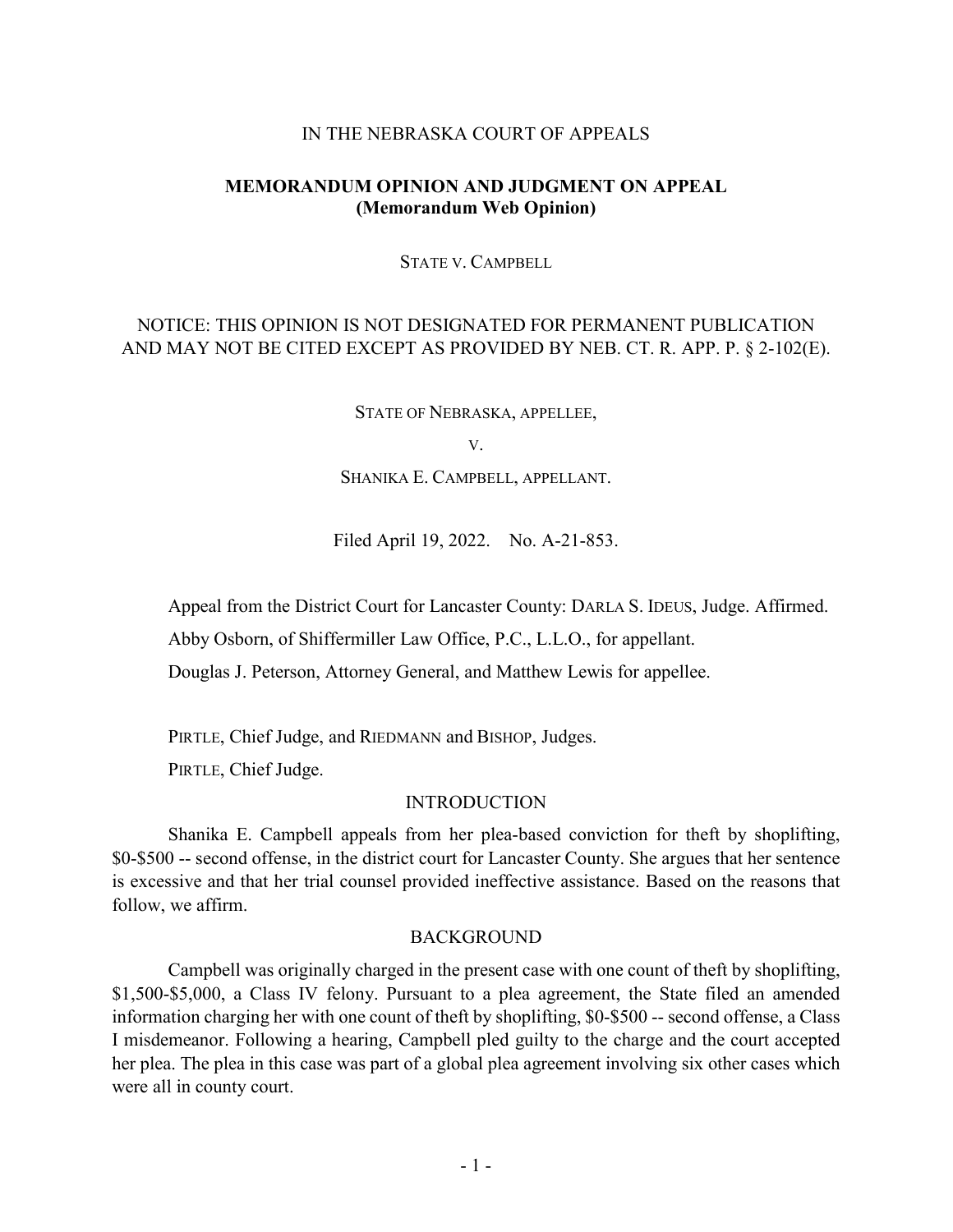IN THE NEBRASKA COURT OF APPEALS

**MEMORANDUM OPINION AND JUDGMENT ON APPEAL**
**(Memorandum Web Opinion)**

STATE V. CAMPBELL

NOTICE: THIS OPINION IS NOT DESIGNATED FOR PERMANENT PUBLICATION AND MAY NOT BE CITED EXCEPT AS PROVIDED BY NEB. CT. R. APP. P. § 2-102(E).

STATE OF NEBRASKA, APPELLEE,

V.

SHANIKA E. CAMPBELL, APPELLANT.

Filed April 19, 2022. No. A-21-853.

Appeal from the District Court for Lancaster County: DARLA S. IDEUS, Judge. Affirmed.

Abby Osborn, of Shiffermiller Law Office, P.C., L.L.O., for appellant.

Douglas J. Peterson, Attorney General, and Matthew Lewis for appellee.

PIRTLE, Chief Judge, and RIEDMANN and BISHOP, Judges.

PIRTLE, Chief Judge.

## INTRODUCTION

Shanika E. Campbell appeals from her plea-based conviction for theft by shoplifting, \$0-\$500 -- second offense, in the district court for Lancaster County. She argues that her sentence is excessive and that her trial counsel provided ineffective assistance. Based on the reasons that follow, we affirm.

## BACKGROUND

Campbell was originally charged in the present case with one count of theft by shoplifting, \$1,500-\$5,000, a Class IV felony. Pursuant to a plea agreement, the State filed an amended information charging her with one count of theft by shoplifting, \$0-\$500 -- second offense, a Class I misdemeanor. Following a hearing, Campbell pled guilty to the charge and the court accepted her plea. The plea in this case was part of a global plea agreement involving six other cases which were all in county court.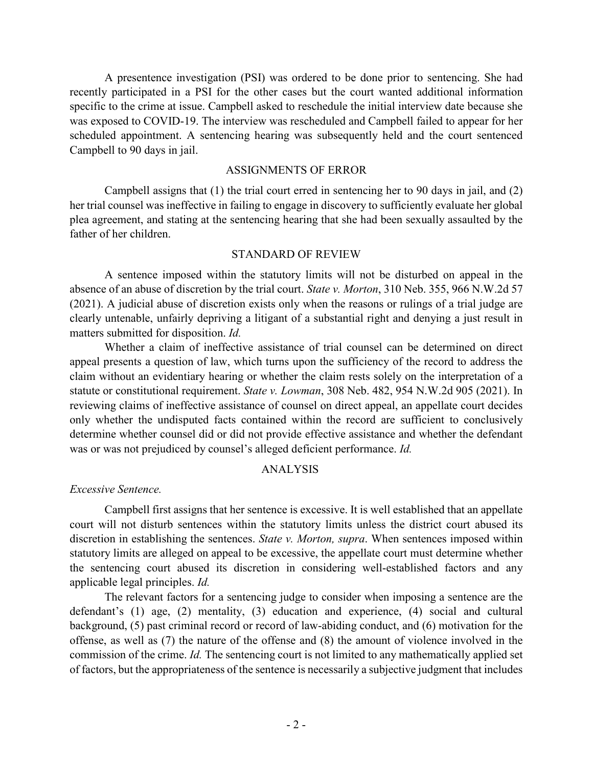A presentence investigation (PSI) was ordered to be done prior to sentencing. She had recently participated in a PSI for the other cases but the court wanted additional information specific to the crime at issue. Campbell asked to reschedule the initial interview date because she was exposed to COVID-19. The interview was rescheduled and Campbell failed to appear for her scheduled appointment. A sentencing hearing was subsequently held and the court sentenced Campbell to 90 days in jail.

## ASSIGNMENTS OF ERROR

Campbell assigns that (1) the trial court erred in sentencing her to 90 days in jail, and (2) her trial counsel was ineffective in failing to engage in discovery to sufficiently evaluate her global plea agreement, and stating at the sentencing hearing that she had been sexually assaulted by the father of her children.

## STANDARD OF REVIEW

A sentence imposed within the statutory limits will not be disturbed on appeal in the absence of an abuse of discretion by the trial court. *State v. Morton*, 310 Neb. 355, 966 N.W.2d 57 (2021). A judicial abuse of discretion exists only when the reasons or rulings of a trial judge are clearly untenable, unfairly depriving a litigant of a substantial right and denying a just result in matters submitted for disposition. *Id.*

Whether a claim of ineffective assistance of trial counsel can be determined on direct appeal presents a question of law, which turns upon the sufficiency of the record to address the claim without an evidentiary hearing or whether the claim rests solely on the interpretation of a statute or constitutional requirement. *State v. Lowman*, 308 Neb. 482, 954 N.W.2d 905 (2021). In reviewing claims of ineffective assistance of counsel on direct appeal, an appellate court decides only whether the undisputed facts contained within the record are sufficient to conclusively determine whether counsel did or did not provide effective assistance and whether the defendant was or was not prejudiced by counsel's alleged deficient performance. *Id.*

## ANALYSIS

*Excessive Sentence.*

Campbell first assigns that her sentence is excessive. It is well established that an appellate court will not disturb sentences within the statutory limits unless the district court abused its discretion in establishing the sentences. *State v. Morton, supra*. When sentences imposed within statutory limits are alleged on appeal to be excessive, the appellate court must determine whether the sentencing court abused its discretion in considering well-established factors and any applicable legal principles. *Id.*

The relevant factors for a sentencing judge to consider when imposing a sentence are the defendant's (1) age, (2) mentality, (3) education and experience, (4) social and cultural background, (5) past criminal record or record of law-abiding conduct, and (6) motivation for the offense, as well as (7) the nature of the offense and (8) the amount of violence involved in the commission of the crime. *Id.* The sentencing court is not limited to any mathematically applied set of factors, but the appropriateness of the sentence is necessarily a subjective judgment that includes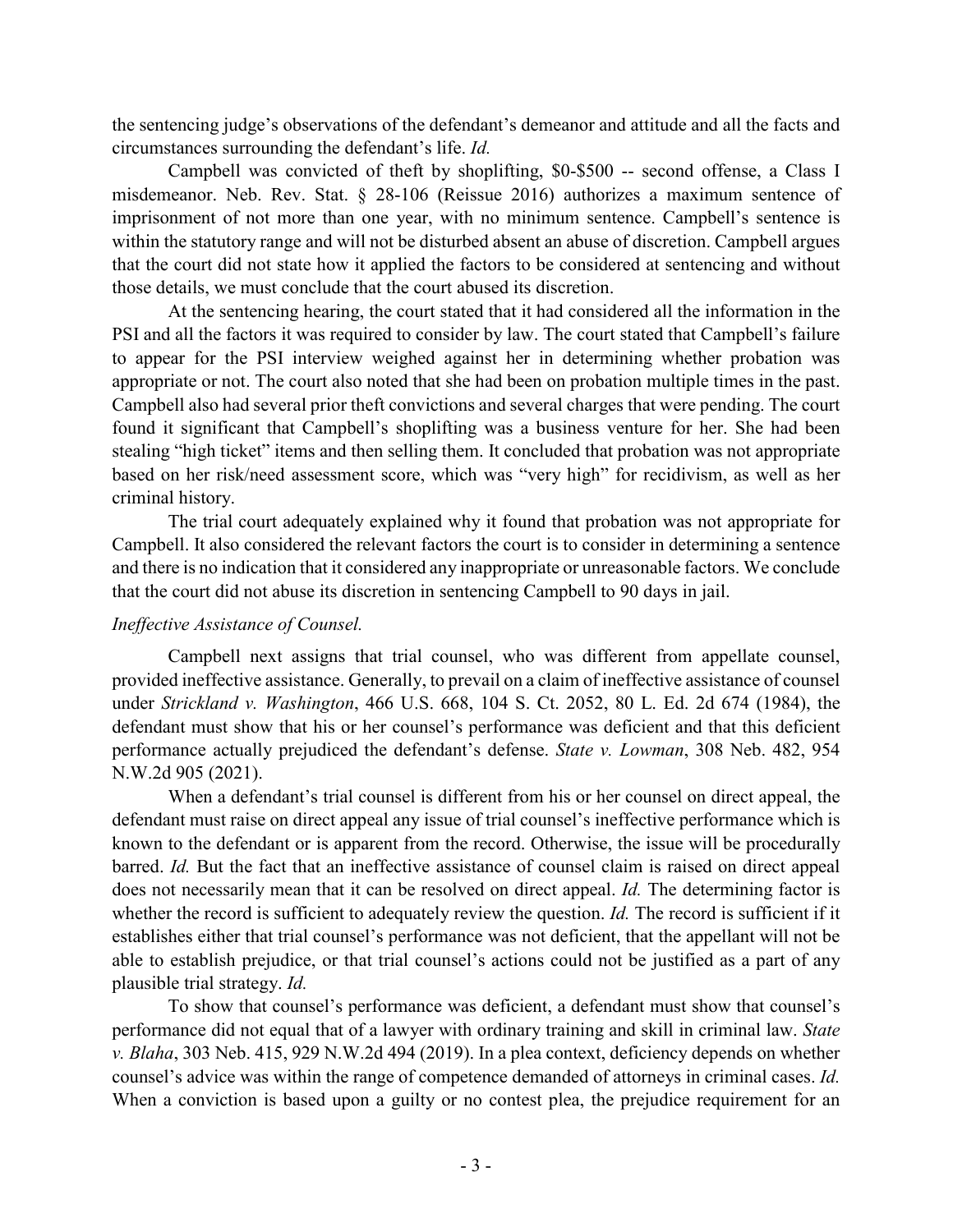the sentencing judge's observations of the defendant's demeanor and attitude and all the facts and circumstances surrounding the defendant's life. *Id.*

Campbell was convicted of theft by shoplifting, $0-$500 -- second offense, a Class I misdemeanor. Neb. Rev. Stat. § 28-106 (Reissue 2016) authorizes a maximum sentence of imprisonment of not more than one year, with no minimum sentence. Campbell's sentence is within the statutory range and will not be disturbed absent an abuse of discretion. Campbell argues that the court did not state how it applied the factors to be considered at sentencing and without those details, we must conclude that the court abused its discretion.

At the sentencing hearing, the court stated that it had considered all the information in the PSI and all the factors it was required to consider by law. The court stated that Campbell's failure to appear for the PSI interview weighed against her in determining whether probation was appropriate or not. The court also noted that she had been on probation multiple times in the past. Campbell also had several prior theft convictions and several charges that were pending. The court found it significant that Campbell's shoplifting was a business venture for her. She had been stealing "high ticket" items and then selling them. It concluded that probation was not appropriate based on her risk/need assessment score, which was "very high" for recidivism, as well as her criminal history.

The trial court adequately explained why it found that probation was not appropriate for Campbell. It also considered the relevant factors the court is to consider in determining a sentence and there is no indication that it considered any inappropriate or unreasonable factors. We conclude that the court did not abuse its discretion in sentencing Campbell to 90 days in jail.

*Ineffective Assistance of Counsel.*

Campbell next assigns that trial counsel, who was different from appellate counsel, provided ineffective assistance. Generally, to prevail on a claim of ineffective assistance of counsel under *Strickland v. Washington*, 466 U.S. 668, 104 S. Ct. 2052, 80 L. Ed. 2d 674 (1984), the defendant must show that his or her counsel's performance was deficient and that this deficient performance actually prejudiced the defendant's defense. *State v. Lowman*, 308 Neb. 482, 954 N.W.2d 905 (2021).

When a defendant's trial counsel is different from his or her counsel on direct appeal, the defendant must raise on direct appeal any issue of trial counsel's ineffective performance which is known to the defendant or is apparent from the record. Otherwise, the issue will be procedurally barred. *Id.* But the fact that an ineffective assistance of counsel claim is raised on direct appeal does not necessarily mean that it can be resolved on direct appeal. *Id.* The determining factor is whether the record is sufficient to adequately review the question. *Id.* The record is sufficient if it establishes either that trial counsel's performance was not deficient, that the appellant will not be able to establish prejudice, or that trial counsel's actions could not be justified as a part of any plausible trial strategy. *Id.*

To show that counsel's performance was deficient, a defendant must show that counsel's performance did not equal that of a lawyer with ordinary training and skill in criminal law. *State v. Blaha*, 303 Neb. 415, 929 N.W.2d 494 (2019). In a plea context, deficiency depends on whether counsel's advice was within the range of competence demanded of attorneys in criminal cases. *Id.* When a conviction is based upon a guilty or no contest plea, the prejudice requirement for an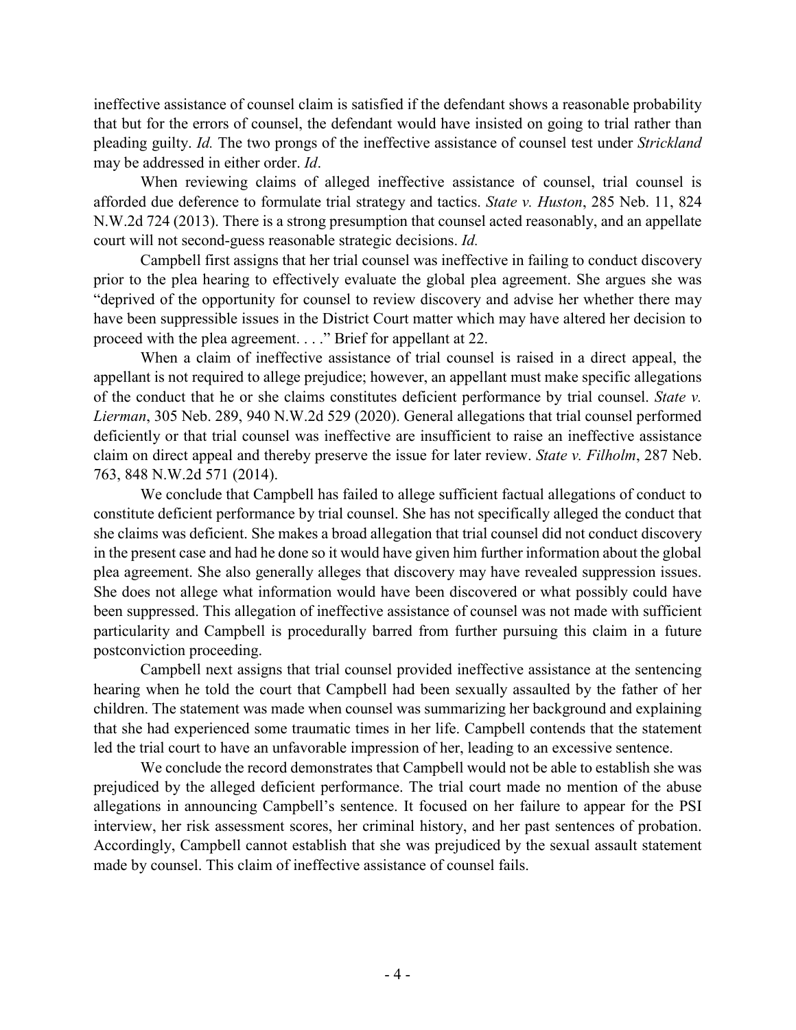ineffective assistance of counsel claim is satisfied if the defendant shows a reasonable probability that but for the errors of counsel, the defendant would have insisted on going to trial rather than pleading guilty. *Id.* The two prongs of the ineffective assistance of counsel test under *Strickland* may be addressed in either order. *Id*.

When reviewing claims of alleged ineffective assistance of counsel, trial counsel is afforded due deference to formulate trial strategy and tactics. *State v. Huston*, 285 Neb. 11, 824 N.W.2d 724 (2013). There is a strong presumption that counsel acted reasonably, and an appellate court will not second-guess reasonable strategic decisions. *Id.*

Campbell first assigns that her trial counsel was ineffective in failing to conduct discovery prior to the plea hearing to effectively evaluate the global plea agreement. She argues she was "deprived of the opportunity for counsel to review discovery and advise her whether there may have been suppressible issues in the District Court matter which may have altered her decision to proceed with the plea agreement. . . ." Brief for appellant at 22.

When a claim of ineffective assistance of trial counsel is raised in a direct appeal, the appellant is not required to allege prejudice; however, an appellant must make specific allegations of the conduct that he or she claims constitutes deficient performance by trial counsel. *State v. Lierman*, 305 Neb. 289, 940 N.W.2d 529 (2020). General allegations that trial counsel performed deficiently or that trial counsel was ineffective are insufficient to raise an ineffective assistance claim on direct appeal and thereby preserve the issue for later review. *State v. Filholm*, 287 Neb. 763, 848 N.W.2d 571 (2014).

We conclude that Campbell has failed to allege sufficient factual allegations of conduct to constitute deficient performance by trial counsel. She has not specifically alleged the conduct that she claims was deficient. She makes a broad allegation that trial counsel did not conduct discovery in the present case and had he done so it would have given him further information about the global plea agreement. She also generally alleges that discovery may have revealed suppression issues. She does not allege what information would have been discovered or what possibly could have been suppressed. This allegation of ineffective assistance of counsel was not made with sufficient particularity and Campbell is procedurally barred from further pursuing this claim in a future postconviction proceeding.

Campbell next assigns that trial counsel provided ineffective assistance at the sentencing hearing when he told the court that Campbell had been sexually assaulted by the father of her children. The statement was made when counsel was summarizing her background and explaining that she had experienced some traumatic times in her life. Campbell contends that the statement led the trial court to have an unfavorable impression of her, leading to an excessive sentence.

We conclude the record demonstrates that Campbell would not be able to establish she was prejudiced by the alleged deficient performance. The trial court made no mention of the abuse allegations in announcing Campbell's sentence. It focused on her failure to appear for the PSI interview, her risk assessment scores, her criminal history, and her past sentences of probation. Accordingly, Campbell cannot establish that she was prejudiced by the sexual assault statement made by counsel. This claim of ineffective assistance of counsel fails.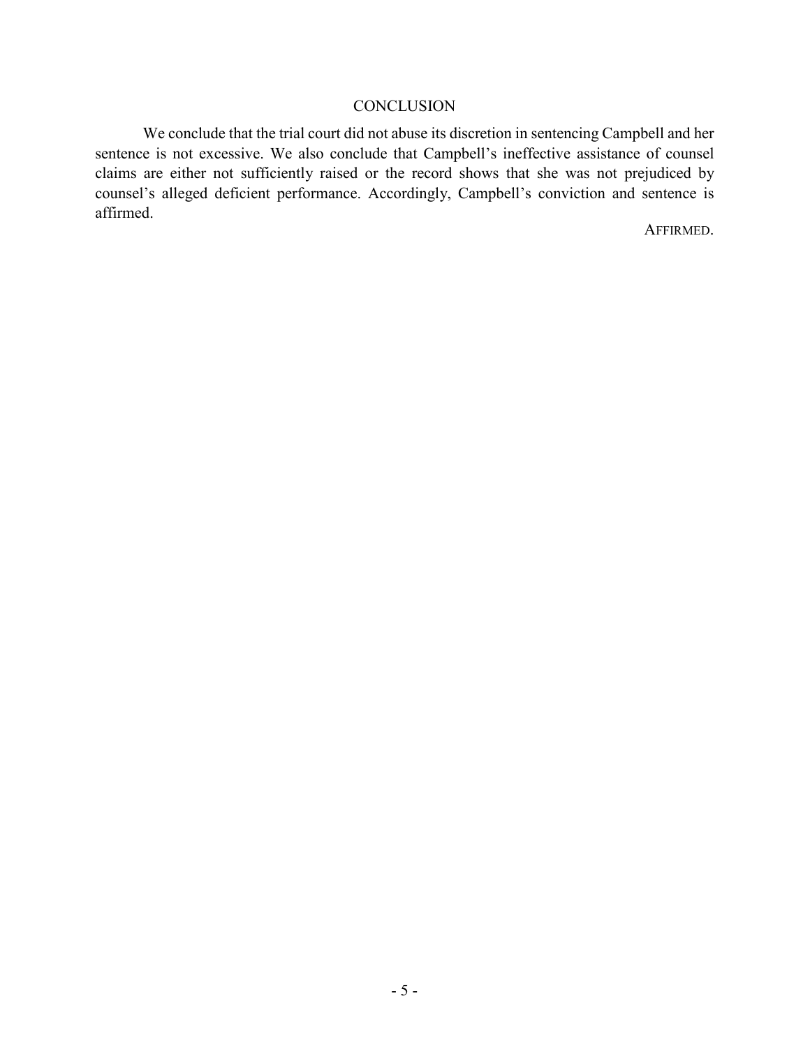## CONCLUSION

We conclude that the trial court did not abuse its discretion in sentencing Campbell and her sentence is not excessive. We also conclude that Campbell's ineffective assistance of counsel claims are either not sufficiently raised or the record shows that she was not prejudiced by counsel's alleged deficient performance. Accordingly, Campbell's conviction and sentence is affirmed.

AFFIRMED.